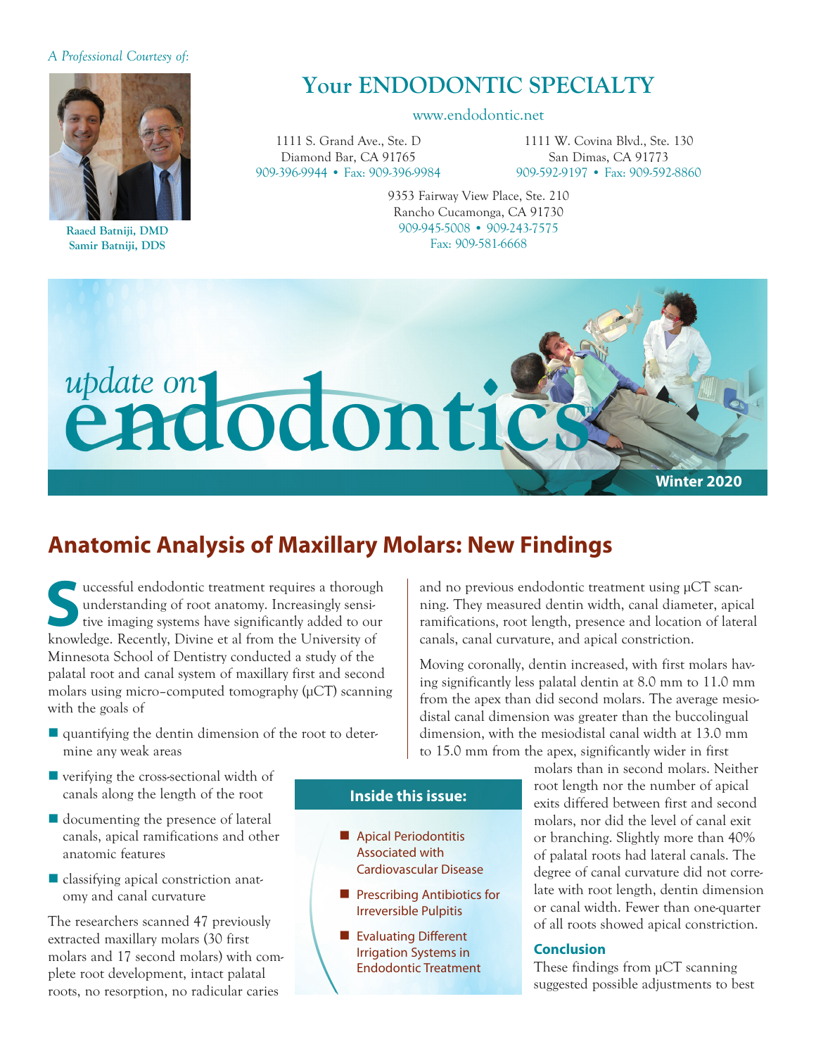*A Professional Courtesy of:*

**Raaed Batniji, DMD**
**Samir Batniji, DDS**

## Your ENDODONTIC SPECIALTY

www.endodontic.net

1111 S. Grand Ave., Ste. D
Diamond Bar, CA 91765
909-396-9944 • Fax: 909-396-9984

1111 W. Covina Blvd., Ste. 130
San Dimas, CA 91773
909-592-9197 • Fax: 909-592-8860

9353 Fairway View Place, Ste. 210
Rancho Cucamonga, CA 91730
909-945-5008 • 909-243-7575
Fax: 909-581-6668

*update on* **endodontics**™

**Winter 2020**

# Anatomic Analysis of Maxillary Molars: New Findings

Successful endodontic treatment requires a thorough understanding of root anatomy. Increasingly sensitive imaging systems have significantly added to our knowledge. Recently, Divine et al from the University of Minnesota School of Dentistry conducted a study of the palatal root and canal system of maxillary first and second molars using micro–computed tomography (μCT) scanning with the goals of

- quantifying the dentin dimension of the root to determine any weak areas
- verifying the cross-sectional width of canals along the length of the root
- documenting the presence of lateral canals, apical ramifications and other anatomic features
- classifying apical constriction anatomy and canal curvature

The researchers scanned 47 previously extracted maxillary molars (30 first molars and 17 second molars) with complete root development, intact palatal roots, no resorption, no radicular caries and no previous endodontic treatment using μCT scanning. They measured dentin width, canal diameter, apical ramifications, root length, presence and location of lateral canals, canal curvature, and apical constriction.

Moving coronally, dentin increased, with first molars having significantly less palatal dentin at 8.0 mm to 11.0 mm from the apex than did second molars. The average mesiodistal canal dimension was greater than the buccolingual dimension, with the mesiodistal canal width at 13.0 mm to 15.0 mm from the apex, significantly wider in first molars than in second molars. Neither root length nor the number of apical exits differed between first and second molars, nor did the level of canal exit or branching. Slightly more than 40% of palatal roots had lateral canals. The degree of canal curvature did not correlate with root length, dentin dimension or canal width. Fewer than one-quarter of all roots showed apical constriction.

### Conclusion

These findings from μCT scanning suggested possible adjustments to best

**Inside this issue:**

- Apical Periodontitis Associated with Cardiovascular Disease
- Prescribing Antibiotics for Irreversible Pulpitis
- Evaluating Different Irrigation Systems in Endodontic Treatment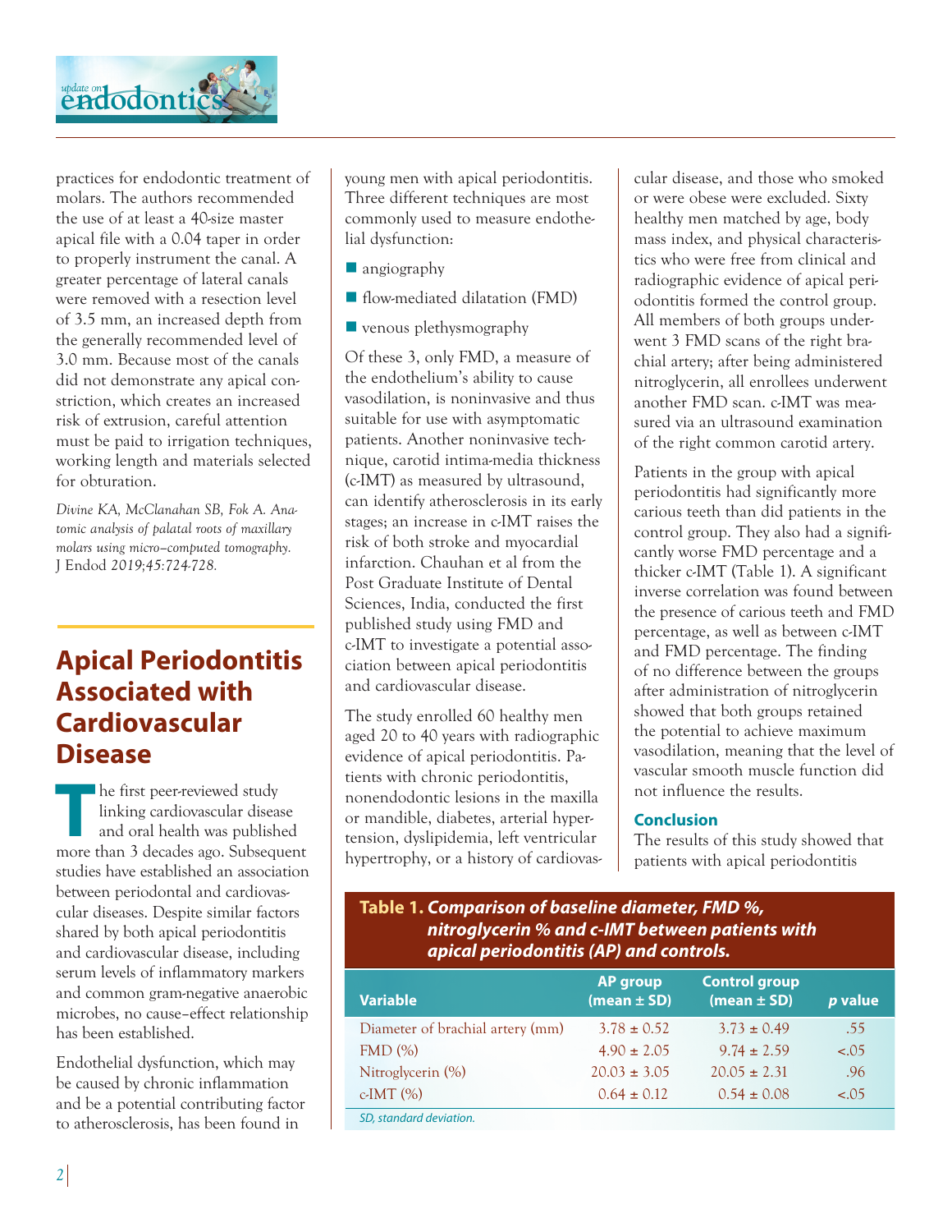practices for endodontic treatment of molars. The authors recommended the use of at least a 40-size master apical file with a 0.04 taper in order to properly instrument the canal. A greater percentage of lateral canals were removed with a resection level of 3.5 mm, an increased depth from the generally recommended level of 3.0 mm. Because most of the canals did not demonstrate any apical constriction, which creates an increased risk of extrusion, careful attention must be paid to irrigation techniques, working length and materials selected for obturation.

*Divine KA, McClanahan SB, Fok A. Anatomic analysis of palatal roots of maxillary molars using micro–computed tomography.* J Endod *2019;45:724-728.*

## Apical Periodontitis Associated with Cardiovascular Disease

The first peer-reviewed study linking cardiovascular disease and oral health was published more than 3 decades ago. Subsequent studies have established an association between periodontal and cardiovascular diseases. Despite similar factors shared by both apical periodontitis and cardiovascular disease, including serum levels of inflammatory markers and common gram-negative anaerobic microbes, no cause–effect relationship has been established.

Endothelial dysfunction, which may be caused by chronic inflammation and be a potential contributing factor to atherosclerosis, has been found in young men with apical periodontitis. Three different techniques are most commonly used to measure endothelial dysfunction:

- angiography
- flow-mediated dilatation (FMD)
- venous plethysmography

Of these 3, only FMD, a measure of the endothelium's ability to cause vasodilation, is noninvasive and thus suitable for use with asymptomatic patients. Another noninvasive technique, carotid intima-media thickness (c-IMT) as measured by ultrasound, can identify atherosclerosis in its early stages; an increase in c-IMT raises the risk of both stroke and myocardial infarction. Chauhan et al from the Post Graduate Institute of Dental Sciences, India, conducted the first published study using FMD and c-IMT to investigate a potential association between apical periodontitis and cardiovascular disease.

The study enrolled 60 healthy men aged 20 to 40 years with radiographic evidence of apical periodontitis. Patients with chronic periodontitis, nonendodontic lesions in the maxilla or mandible, diabetes, arterial hypertension, dyslipidemia, left ventricular hypertrophy, or a history of cardiovascular disease, and those who smoked or were obese were excluded. Sixty healthy men matched by age, body mass index, and physical characteristics who were free from clinical and radiographic evidence of apical periodontitis formed the control group. All members of both groups underwent 3 FMD scans of the right brachial artery; after being administered nitroglycerin, all enrollees underwent another FMD scan. c-IMT was measured via an ultrasound examination of the right common carotid artery.

Patients in the group with apical periodontitis had significantly more carious teeth than did patients in the control group. They also had a significantly worse FMD percentage and a thicker c-IMT (Table 1). A significant inverse correlation was found between the presence of carious teeth and FMD percentage, as well as between c-IMT and FMD percentage. The finding of no difference between the groups after administration of nitroglycerin showed that both groups retained the potential to achieve maximum vasodilation, meaning that the level of vascular smooth muscle function did not influence the results.

### Conclusion

The results of this study showed that patients with apical periodontitis

**Table 1.** ***Comparison of baseline diameter, FMD %, nitroglycerin % and c-IMT between patients with apical periodontitis (AP) and controls.***

| Variable | AP group (mean ± SD) | Control group (mean ± SD) | *p* value |
|---|---|---|---|
| Diameter of brachial artery (mm) | 3.78 ± 0.52 | 3.73 ± 0.49 | .55 |
| FMD (%) | 4.90 ± 2.05 | 9.74 ± 2.59 | <.05 |
| Nitroglycerin (%) | 20.03 ± 3.05 | 20.05 ± 2.31 | .96 |
| c-IMT (%) | 0.64 ± 0.12 | 0.54 ± 0.08 | <.05 |

*SD, standard deviation.*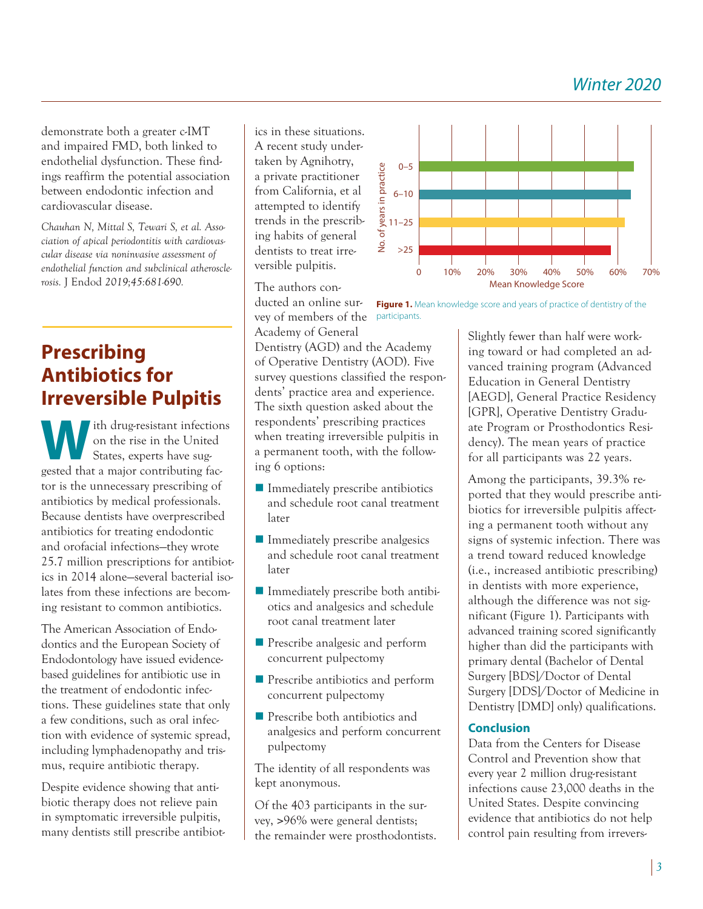demonstrate both a greater c-IMT and impaired FMD, both linked to endothelial dysfunction. These findings reaffirm the potential association between endodontic infection and cardiovascular disease.

*Chauhan N, Mittal S, Tewari S, et al. Association of apical periodontitis with cardiovascular disease via noninvasive assessment of endothelial function and subclinical atherosclerosis.* J Endod *2019;45:681-690.*

## Prescribing Antibiotics for Irreversible Pulpitis

With drug-resistant infections on the rise in the United States, experts have suggested that a major contributing factor is the unnecessary prescribing of antibiotics by medical professionals. Because dentists have overprescribed antibiotics for treating endodontic and orofacial infections—they wrote 25.7 million prescriptions for antibiotics in 2014 alone—several bacterial isolates from these infections are becoming resistant to common antibiotics.

The American Association of Endodontics and the European Society of Endodontology have issued evidence-based guidelines for antibiotic use in the treatment of endodontic infections. These guidelines state that only a few conditions, such as oral infection with evidence of systemic spread, including lymphadenopathy and trismus, require antibiotic therapy.

Despite evidence showing that antibiotic therapy does not relieve pain in symptomatic irreversible pulpitis, many dentists still prescribe antibiotics in these situations. A recent study undertaken by Agnihotry, a private practitioner from California, et al attempted to identify trends in the prescribing habits of general dentists to treat irreversible pulpitis.

The authors conducted an online survey of members of the Academy of General Dentistry (AGD) and the Academy of Operative Dentistry (AOD). Five survey questions classified the respondents' practice area and experience. The sixth question asked about the respondents' prescribing practices when treating irreversible pulpitis in a permanent tooth, with the following 6 options:

- Immediately prescribe antibiotics and schedule root canal treatment later
- Immediately prescribe analgesics and schedule root canal treatment later
- Immediately prescribe both antibiotics and analgesics and schedule root canal treatment later
- Prescribe analgesic and perform concurrent pulpectomy
- Prescribe antibiotics and perform concurrent pulpectomy
- Prescribe both antibiotics and analgesics and perform concurrent pulpectomy

The identity of all respondents was kept anonymous.

Of the 403 participants in the survey, >96% were general dentists; the remainder were prosthodontists.

**Figure 1.** Mean knowledge score and years of practice of dentistry of the participants.

Slightly fewer than half were working toward or had completed an advanced training program (Advanced Education in General Dentistry [AEGD], General Practice Residency [GPR], Operative Dentistry Graduate Program or Prosthodontics Residency). The mean years of practice for all participants was 22 years.

Among the participants, 39.3% reported that they would prescribe antibiotics for irreversible pulpitis affecting a permanent tooth without any signs of systemic infection. There was a trend toward reduced knowledge (i.e., increased antibiotic prescribing) in dentists with more experience, although the difference was not significant (Figure 1). Participants with advanced training scored significantly higher than did the participants with primary dental (Bachelor of Dental Surgery [BDS]/Doctor of Dental Surgery [DDS]/Doctor of Medicine in Dentistry [DMD] only) qualifications.

### Conclusion

Data from the Centers for Disease Control and Prevention show that every year 2 million drug-resistant infections cause 23,000 deaths in the United States. Despite convincing evidence that antibiotics do not help control pain resulting from irrevers-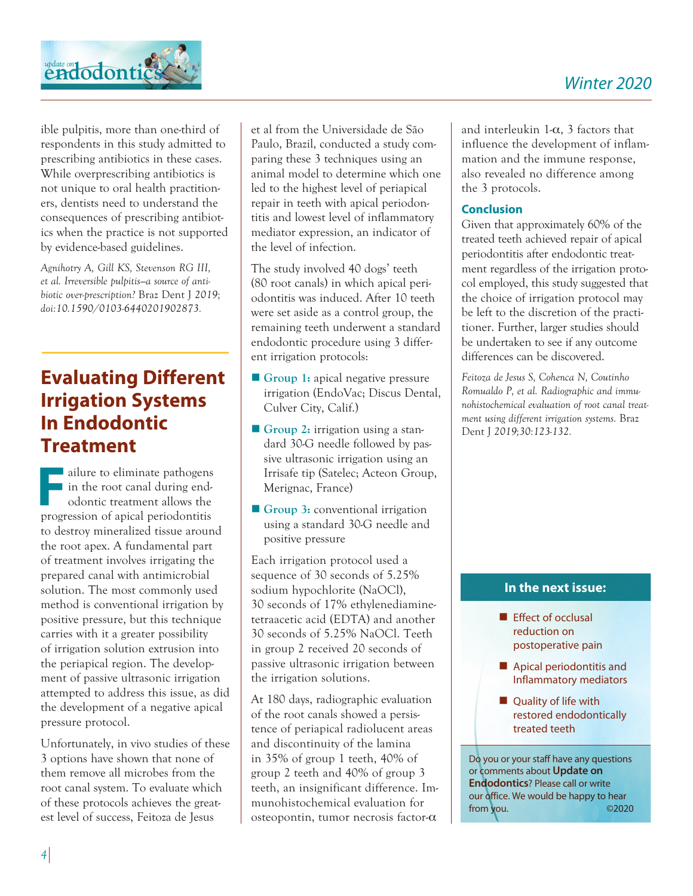ible pulpitis, more than one-third of respondents in this study admitted to prescribing antibiotics in these cases. While overprescribing antibiotics is not unique to oral health practitioners, dentists need to understand the consequences of prescribing antibiotics when the practice is not supported by evidence-based guidelines.

*Agnihotry A, Gill KS, Stevenson RG III, et al. Irreversible pulpitis—a source of antibiotic over-prescription?* Braz Dent J *2019; doi:10.1590/0103-6440201902873.*

## Evaluating Different Irrigation Systems In Endodontic Treatment

Failure to eliminate pathogens in the root canal during endodontic treatment allows the progression of apical periodontitis to destroy mineralized tissue around the root apex. A fundamental part of treatment involves irrigating the prepared canal with antimicrobial solution. The most commonly used method is conventional irrigation by positive pressure, but this technique carries with it a greater possibility of irrigation solution extrusion into the periapical region. The development of passive ultrasonic irrigation attempted to address this issue, as did the development of a negative apical pressure protocol.

Unfortunately, in vivo studies of these 3 options have shown that none of them remove all microbes from the root canal system. To evaluate which of these protocols achieves the greatest level of success, Feitoza de Jesus et al from the Universidade de São Paulo, Brazil, conducted a study comparing these 3 techniques using an animal model to determine which one led to the highest level of periapical repair in teeth with apical periodontitis and lowest level of inflammatory mediator expression, an indicator of the level of infection.

The study involved 40 dogs' teeth (80 root canals) in which apical periodontitis was induced. After 10 teeth were set aside as a control group, the remaining teeth underwent a standard endodontic procedure using 3 different irrigation protocols:

- **Group 1:** apical negative pressure irrigation (EndoVac; Discus Dental, Culver City, Calif.)
- **Group 2:** irrigation using a standard 30-G needle followed by passive ultrasonic irrigation using an Irrisafe tip (Satelec; Acteon Group, Merignac, France)
- **Group 3:** conventional irrigation using a standard 30-G needle and positive pressure

Each irrigation protocol used a sequence of 30 seconds of 5.25% sodium hypochlorite (NaOCl), 30 seconds of 17% ethylenediaminetetraacetic acid (EDTA) and another 30 seconds of 5.25% NaOCl. Teeth in group 2 received 20 seconds of passive ultrasonic irrigation between the irrigation solutions.

At 180 days, radiographic evaluation of the root canals showed a persistence of periapical radiolucent areas and discontinuity of the lamina in 35% of group 1 teeth, 40% of group 2 teeth and 40% of group 3 teeth, an insignificant difference. Immunohistochemical evaluation for osteopontin, tumor necrosis factor-α and interleukin 1-α, 3 factors that influence the development of inflammation and the immune response, also revealed no difference among the 3 protocols.

### Conclusion

Given that approximately 60% of the treated teeth achieved repair of apical periodontitis after endodontic treatment regardless of the irrigation protocol employed, this study suggested that the choice of irrigation protocol may be left to the discretion of the practitioner. Further, larger studies should be undertaken to see if any outcome differences can be discovered.

*Feitoza de Jesus S, Cohenca N, Coutinho Romualdo P, et al. Radiographic and immunohistochemical evaluation of root canal treatment using different irrigation systems.* Braz Dent J *2019;30:123-132.*

### In the next issue:

- Effect of occlusal reduction on postoperative pain
- Apical periodontitis and Inflammatory mediators
- Quality of life with restored endodontically treated teeth

Do you or your staff have any questions or comments about **Update on Endodontics**? Please call or write our office. We would be happy to hear from you. ©2020